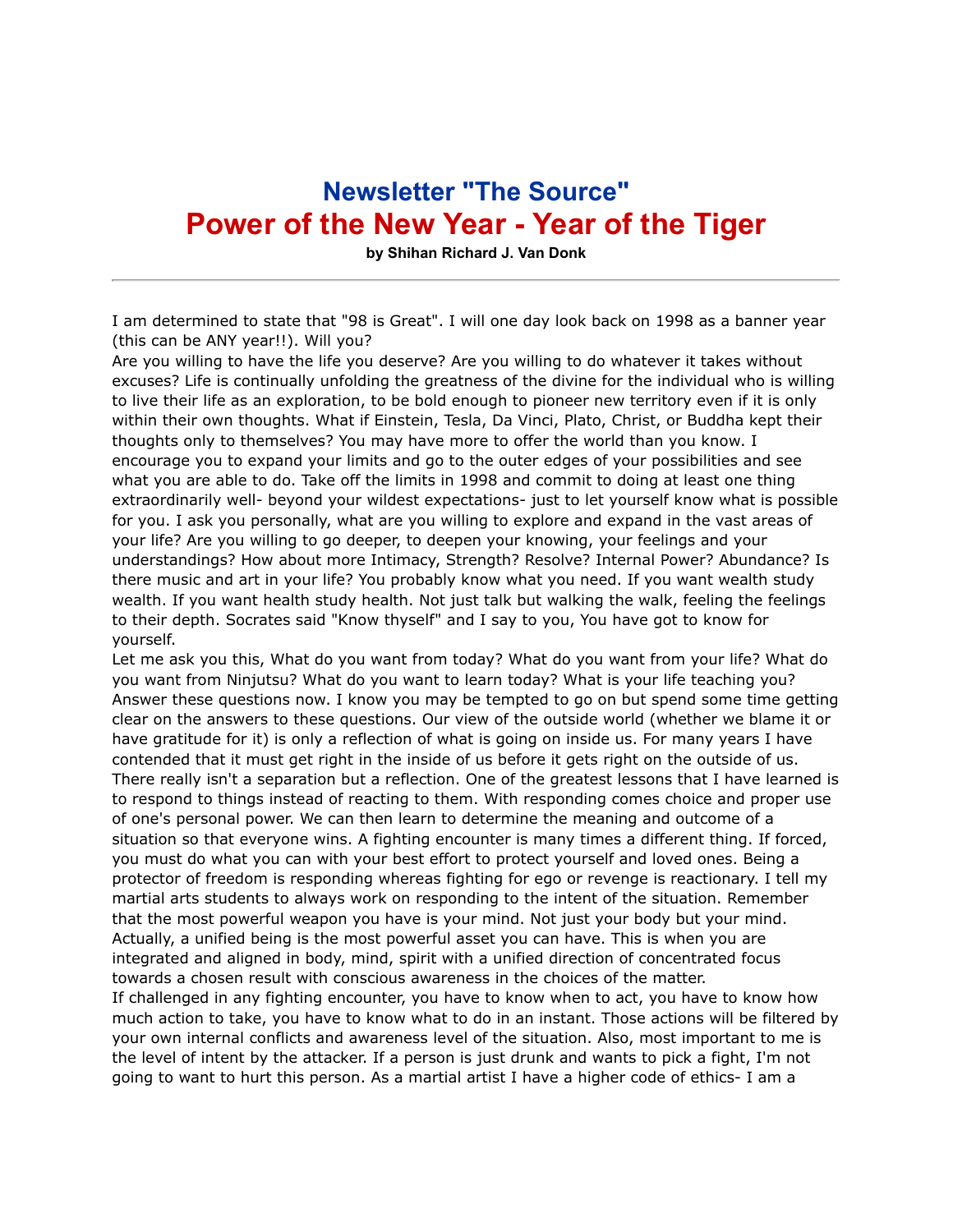# Newsletter "The Source"

# Power of the New Year - Year of the Tiger

**by Shihan Richard J. Van Donk**

---

I am determined to state that "98 is Great". I will one day look back on 1998 as a banner year (this can be ANY year!!). Will you?

Are you willing to have the life you deserve? Are you willing to do whatever it takes without excuses? Life is continually unfolding the greatness of the divine for the individual who is willing to live their life as an exploration, to be bold enough to pioneer new territory even if it is only within their own thoughts. What if Einstein, Tesla, Da Vinci, Plato, Christ, or Buddha kept their thoughts only to themselves? You may have more to offer the world than you know. I encourage you to expand your limits and go to the outer edges of your possibilities and see what you are able to do. Take off the limits in 1998 and commit to doing at least one thing extraordinarily well- beyond your wildest expectations- just to let yourself know what is possible for you. I ask you personally, what are you willing to explore and expand in the vast areas of your life? Are you willing to go deeper, to deepen your knowing, your feelings and your understandings? How about more Intimacy, Strength? Resolve? Internal Power? Abundance? Is there music and art in your life? You probably know what you need. If you want wealth study wealth. If you want health study health. Not just talk but walking the walk, feeling the feelings to their depth. Socrates said "Know thyself" and I say to you, You have got to know for yourself.

Let me ask you this, What do you want from today? What do you want from your life? What do you want from Ninjutsu? What do you want to learn today? What is your life teaching you? Answer these questions now. I know you may be tempted to go on but spend some time getting clear on the answers to these questions. Our view of the outside world (whether we blame it or have gratitude for it) is only a reflection of what is going on inside us. For many years I have contended that it must get right in the inside of us before it gets right on the outside of us. There really isn't a separation but a reflection. One of the greatest lessons that I have learned is to respond to things instead of reacting to them. With responding comes choice and proper use of one's personal power. We can then learn to determine the meaning and outcome of a situation so that everyone wins. A fighting encounter is many times a different thing. If forced, you must do what you can with your best effort to protect yourself and loved ones. Being a protector of freedom is responding whereas fighting for ego or revenge is reactionary. I tell my martial arts students to always work on responding to the intent of the situation. Remember that the most powerful weapon you have is your mind. Not just your body but your mind. Actually, a unified being is the most powerful asset you can have. This is when you are integrated and aligned in body, mind, spirit with a unified direction of concentrated focus towards a chosen result with conscious awareness in the choices of the matter.

If challenged in any fighting encounter, you have to know when to act, you have to know how much action to take, you have to know what to do in an instant. Those actions will be filtered by your own internal conflicts and awareness level of the situation. Also, most important to me is the level of intent by the attacker. If a person is just drunk and wants to pick a fight, I'm not going to want to hurt this person. As a martial artist I have a higher code of ethics- I am a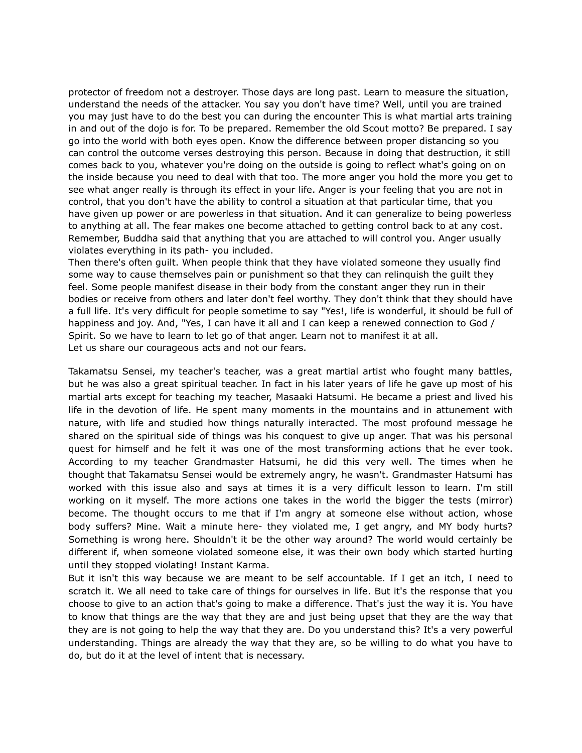protector of freedom not a destroyer. Those days are long past. Learn to measure the situation, understand the needs of the attacker. You say you don't have time? Well, until you are trained you may just have to do the best you can during the encounter This is what martial arts training in and out of the dojo is for. To be prepared. Remember the old Scout motto? Be prepared. I say go into the world with both eyes open. Know the difference between proper distancing so you can control the outcome verses destroying this person. Because in doing that destruction, it still comes back to you, whatever you're doing on the outside is going to reflect what's going on on the inside because you need to deal with that too. The more anger you hold the more you get to see what anger really is through its effect in your life. Anger is your feeling that you are not in control, that you don't have the ability to control a situation at that particular time, that you have given up power or are powerless in that situation. And it can generalize to being powerless to anything at all. The fear makes one become attached to getting control back to at any cost. Remember, Buddha said that anything that you are attached to will control you. Anger usually violates everything in its path- you included.

Then there's often guilt. When people think that they have violated someone they usually find some way to cause themselves pain or punishment so that they can relinquish the guilt they feel. Some people manifest disease in their body from the constant anger they run in their bodies or receive from others and later don't feel worthy. They don't think that they should have a full life. It's very difficult for people sometime to say "Yes!, life is wonderful, it should be full of happiness and joy. And, "Yes, I can have it all and I can keep a renewed connection to God / Spirit. So we have to learn to let go of that anger. Learn not to manifest it at all.

Let us share our courageous acts and not our fears.

Takamatsu Sensei, my teacher's teacher, was a great martial artist who fought many battles, but he was also a great spiritual teacher. In fact in his later years of life he gave up most of his martial arts except for teaching my teacher, Masaaki Hatsumi. He became a priest and lived his life in the devotion of life. He spent many moments in the mountains and in attunement with nature, with life and studied how things naturally interacted. The most profound message he shared on the spiritual side of things was his conquest to give up anger. That was his personal quest for himself and he felt it was one of the most transforming actions that he ever took. According to my teacher Grandmaster Hatsumi, he did this very well. The times when he thought that Takamatsu Sensei would be extremely angry, he wasn't. Grandmaster Hatsumi has worked with this issue also and says at times it is a very difficult lesson to learn. I'm still working on it myself. The more actions one takes in the world the bigger the tests (mirror) become. The thought occurs to me that if I'm angry at someone else without action, whose body suffers? Mine. Wait a minute here- they violated me, I get angry, and MY body hurts? Something is wrong here. Shouldn't it be the other way around? The world would certainly be different if, when someone violated someone else, it was their own body which started hurting until they stopped violating! Instant Karma.

But it isn't this way because we are meant to be self accountable. If I get an itch, I need to scratch it. We all need to take care of things for ourselves in life. But it's the response that you choose to give to an action that's going to make a difference. That's just the way it is. You have to know that things are the way that they are and just being upset that they are the way that they are is not going to help the way that they are. Do you understand this? It's a very powerful understanding. Things are already the way that they are, so be willing to do what you have to do, but do it at the level of intent that is necessary.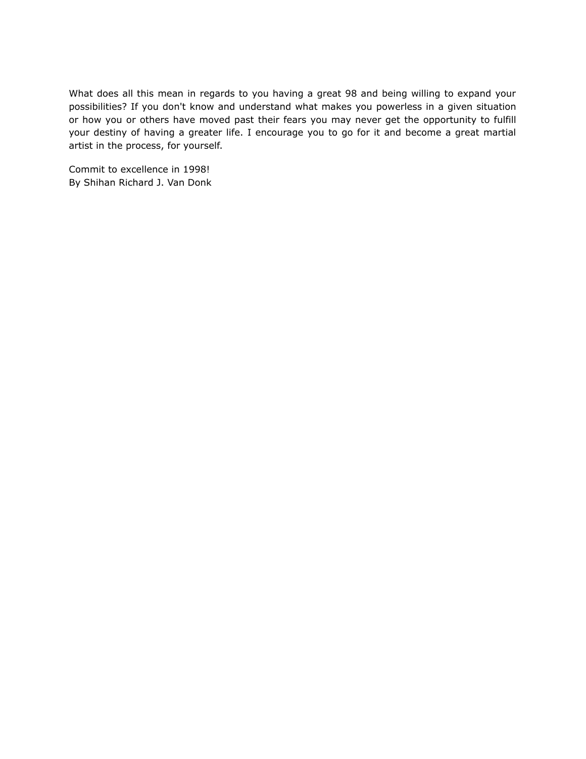What does all this mean in regards to you having a great 98 and being willing to expand your possibilities? If you don't know and understand what makes you powerless in a given situation or how you or others have moved past their fears you may never get the opportunity to fulfill your destiny of having a greater life. I encourage you to go for it and become a great martial artist in the process, for yourself.

Commit to excellence in 1998!
By Shihan Richard J. Van Donk